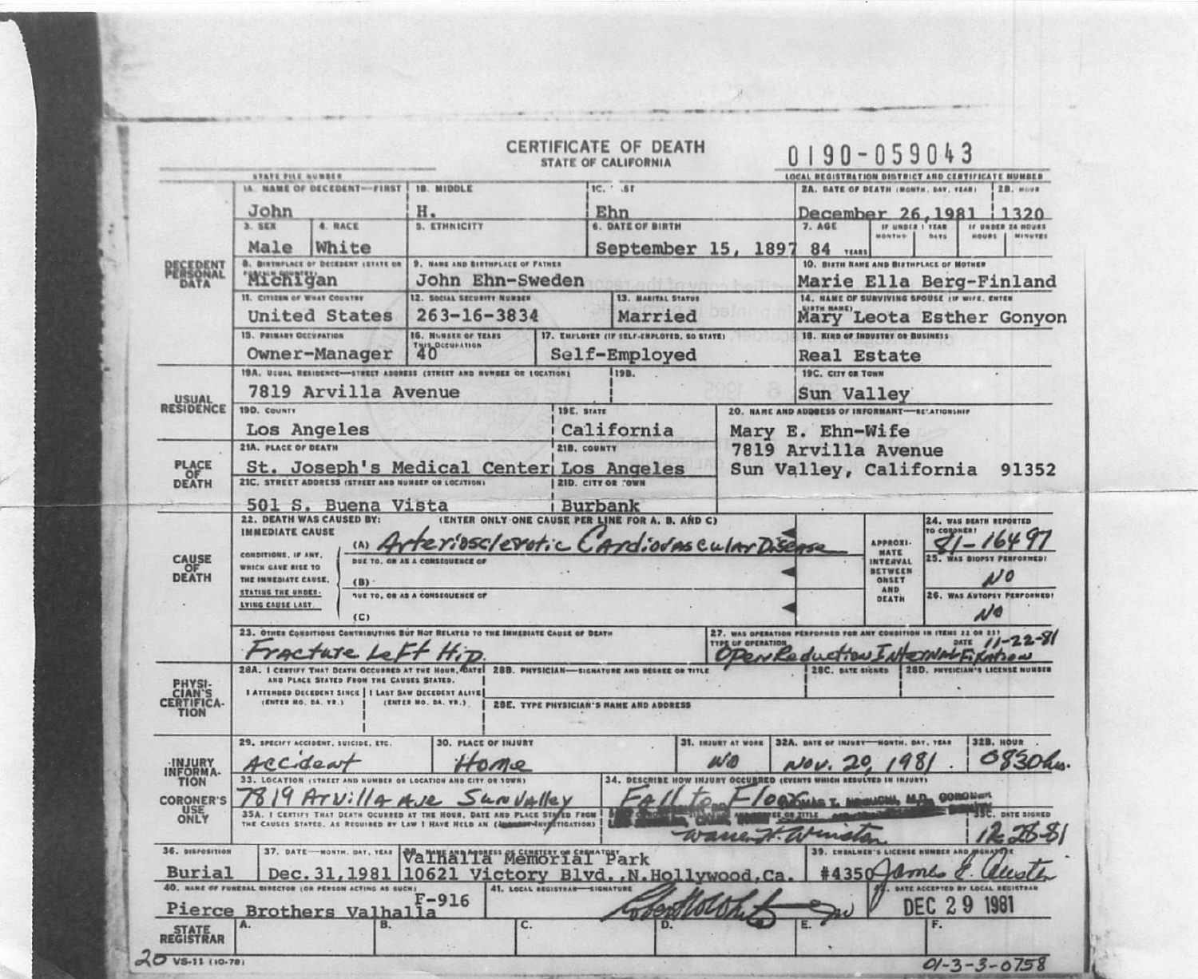# CERTIFICATE OF DEATH

STATE OF CALIFORNIA

0190-059043

STATE FILE NUMBER

LOCAL REGISTRATION DISTRICT AND CERTIFICATE NUMBER

## DECEDENT PERSONAL DATA

| Field | Value |
|---|---|
| 1A. NAME OF DECEDENT—FIRST | John |
| 1B. MIDDLE | H. |
| 1C. LAST | Ehn |
| 2A. DATE OF DEATH (MONTH, DAY, YEAR) | December 26,1981 |
| 2B. HOUR | 1320 |
| 3. SEX | Male |
| 4. RACE | White |
| 5. ETHNICITY | |
| 6. DATE OF BIRTH | September 15, 1897 |
| 7. AGE | 84 YEARS |
| 8. BIRTHPLACE OF DECEDENT (STATE OR FOREIGN COUNTRY) | Michigan |
| 9. NAME AND BIRTHPLACE OF FATHER | John Ehn-Sweden |
| 10. BIRTH NAME AND BIRTHPLACE OF MOTHER | Marie Ella Berg-Finland |
| 11. CITIZEN OF WHAT COUNTRY | United States |
| 12. SOCIAL SECURITY NUMBER | 263-16-3834 |
| 13. MARITAL STATUS | Married |
| 14. NAME OF SURVIVING SPOUSE (IF WIFE, ENTER BIRTH NAME) | Mary Leota Esther Gonyon |
| 15. PRIMARY OCCUPATION | Owner-Manager |
| 16. NUMBER OF YEARS THIS OCCUPATION | 40 |
| 17. EMPLOYER (IF SELF-EMPLOYED, SO STATE) | Self-Employed |
| 18. KIND OF INDUSTRY OR BUSINESS | Real Estate |

## USUAL RESIDENCE

| Field | Value |
|---|---|
| 19A. USUAL RESIDENCE—STREET ADDRESS (STREET AND NUMBER OR LOCATION) | 7819 Arvilla Avenue |
| 19B. | |
| 19C. CITY OR TOWN | Sun Valley |
| 19D. COUNTY | Los Angeles |
| 19E. STATE | California |
| 20. NAME AND ADDRESS OF INFORMANT—RELATIONSHIP | Mary E. Ehn-Wife, 7819 Arvilla Avenue, Sun Valley, California 91352 |

## PLACE OF DEATH

| Field | Value |
|---|---|
| 21A. PLACE OF DEATH | St. Joseph's Medical Center |
| 21B. COUNTY | Los Angeles |
| 21C. STREET ADDRESS (STREET AND NUMBER OR LOCATION) | 501 S. Buena Vista |
| 21D. CITY OR TOWN | Burbank |

## CAUSE OF DEATH

22. DEATH WAS CAUSED BY: (ENTER ONLY ONE CAUSE PER LINE FOR A, B, AND C)

IMMEDIATE CAUSE (A) Arteriosclerotic Cardiovascular Disease

CONDITIONS, IF ANY, WHICH GAVE RISE TO THE IMMEDIATE CAUSE, STATING THE UNDERLYING CAUSE LAST

DUE TO, OR AS A CONSEQUENCE OF (B)

DUE TO, OR AS A CONSEQUENCE OF (C)

APPROXIMATE INTERVAL BETWEEN ONSET AND DEATH

24. WAS DEATH REPORTED TO CORONER? 81-16497

25. WAS BIOPSY PERFORMED? NO

26. WAS AUTOPSY PERFORMED? NO

23. OTHER CONDITIONS CONTRIBUTING BUT NOT RELATED TO THE IMMEDIATE CAUSE OF DEATH: Fracture Left Hip

27. WAS OPERATION PERFORMED FOR ANY CONDITION IN ITEMS 22 OR 23? TYPE OF OPERATION: Open Reduction Internal Fixation — DATE 11-22-81

## PHYSICIAN'S CERTIFICATION

28A. I CERTIFY THAT DEATH OCCURRED AT THE HOUR, DATE AND PLACE STATED FROM THE CAUSES STATED. I ATTENDED DECEDENT SINCE (ENTER MO, DA, YR.) | I LAST SAW DECEDENT ALIVE (ENTER MO, DA, YR.)

28B. PHYSICIAN—SIGNATURE AND DEGREE OR TITLE

28C. DATE SIGNED

28D. PHYSICIAN'S LICENSE NUMBER

28E. TYPE PHYSICIAN'S NAME AND ADDRESS

## INJURY INFORMATION

| Field | Value |
|---|---|
| 29. SPECIFY ACCIDENT, SUICIDE, ETC. | Accident |
| 30. PLACE OF INJURY | Home |
| 31. INJURY AT WORK | NO |
| 32A. DATE OF INJURY—MONTH, DAY, YEAR | Nov. 20, 1981 |
| 32B. HOUR | 0830hrs. |
| 33. LOCATION (STREET AND NUMBER OR LOCATION AND CITY OR TOWN) | 7819 Arvilla Ave Sun Valley |
| 34. DESCRIBE HOW INJURY OCCURRED (EVENTS WHICH RESULTED IN INJURY) | Fall to Floor |

## CORONER'S USE ONLY

35A. I CERTIFY THAT DEATH OCCURRED AT THE HOUR, DATE AND PLACE STATED FROM THE CAUSES STATED. AS REQUIRED BY LAW I HAVE HELD AN (INQUEST-INVESTIGATION)

35B. CORONER—SIGNATURE AND DEGREE OR TITLE: THOMAS T. NOGUCHI, M.D. CORONER — Warren F. Winston

35C. DATE SIGNED: 12-28-81

## DISPOSITION

| Field | Value |
|---|---|
| 36. DISPOSITION | Burial |
| 37. DATE—MONTH, DAY, YEAR | Dec. 31, 1981 |
| 38. NAME AND ADDRESS OF CEMETERY OR CREMATORY | Valhalla Memorial Park, 10621 Victory Blvd., N.Hollywood, Ca. |
| 39. EMBALMER'S LICENSE NUMBER AND SIGNATURE | #4350 James E. Auster |
| 40. NAME OF FUNERAL DIRECTOR (OR PERSON ACTING AS SUCH) | Pierce Brothers Valhalla F-916 |
| 41. LOCAL REGISTRAR—SIGNATURE | Robert Holt |
| 42. DATE ACCEPTED BY LOCAL REGISTRAR | DEC 29 1981 |

STATE REGISTRAR: A. | B. | C. | D. | E. | F.

20 VS-11 (10-78)

01-3-3-0758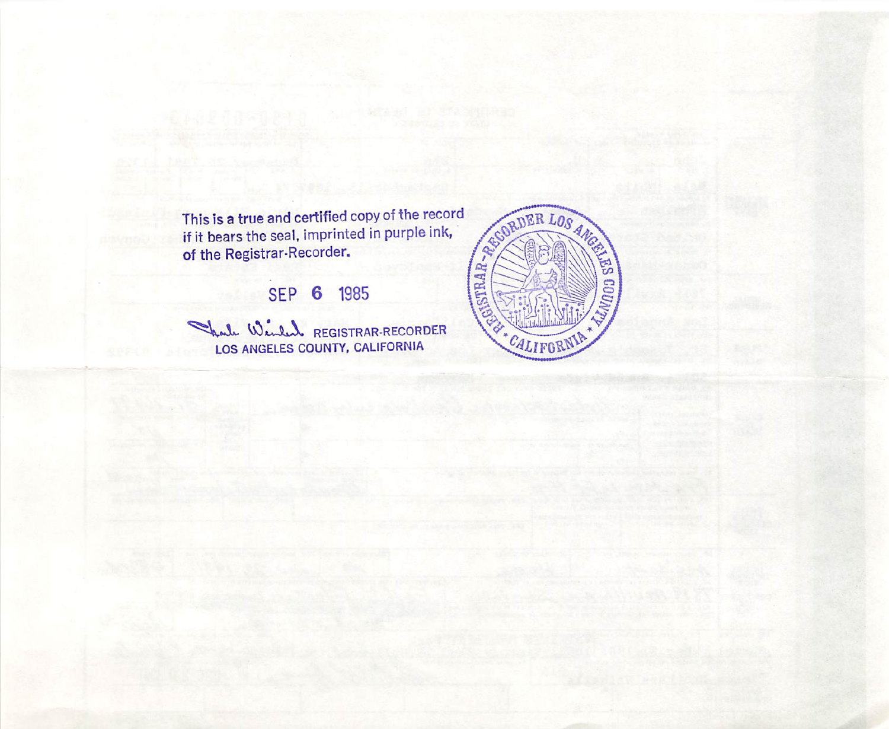This is a true and certified copy of the record if it bears the seal, imprinted in purple ink, of the Registrar-Recorder.

SEP 6 1985

REGISTRAR-RECORDER
LOS ANGELES COUNTY, CALIFORNIA

REGISTRAR-RECORDER LOS ANGELES COUNTY * CALIFORNIA *